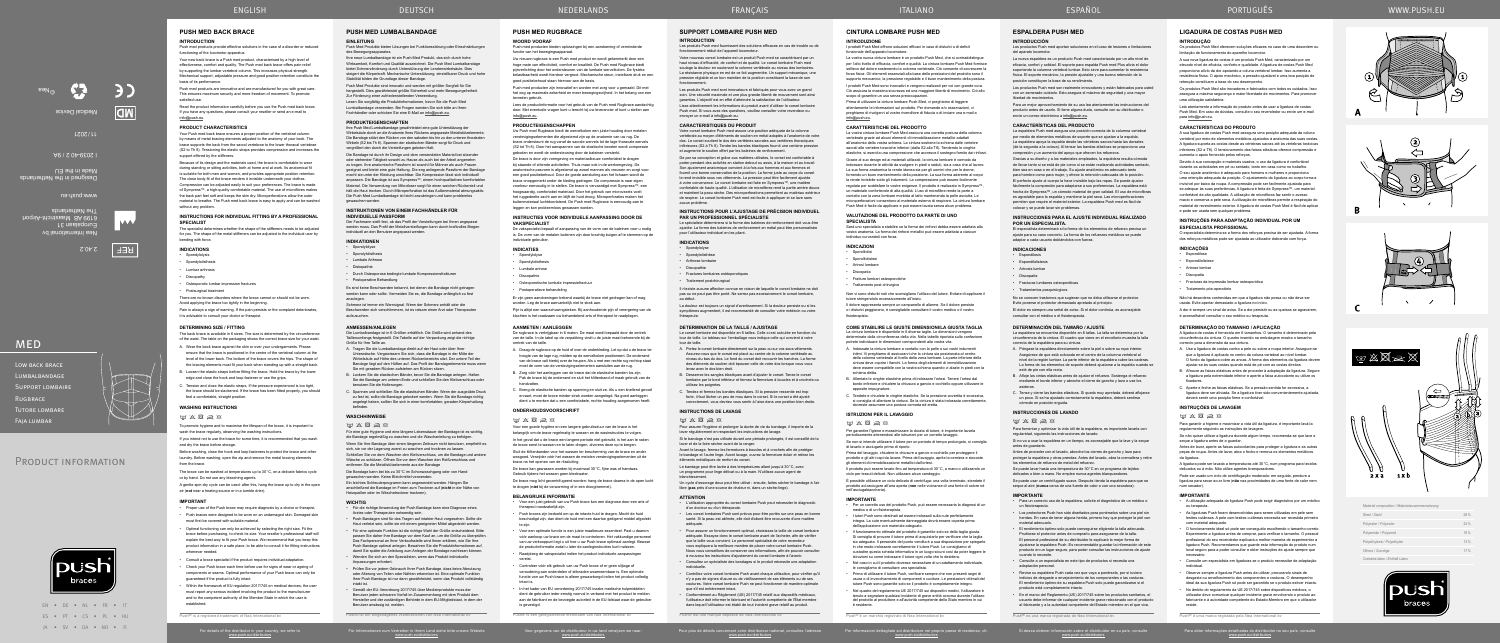# MED

LOW BACK BRACE
LUMBALBANDAGE
SUPPORT LOMBAIRE
RUGBRACE
TUTORE LOMBARE
FAJA LUMBAR

PRODUCT INFORMATION

2.40.2

Medical Device

11-2021

Nea International bv
Europalaan 31
6199 AB Maastricht-Airport
The Netherlands

www.push.eu

Designed in the Netherlands
Made in EU

## ENGLISH

### PUSH MED BACK BRACE

#### INTRODUCTION

#### PRODUCT CHARACTERISTICS

#### INSTRUCTIONS FOR INDIVIDUAL FITTING BY A PROFESSIONAL SPECIALIST

#### INDICATIONS

- Spondylolysis
- Spondylolisthesis
- Lumbar arthrosis
- Discopathy
- Osteoporotic lumbar compression fractures
- Postsurgical treatment

#### DETERMINING SIZE / FITTING

#### WASHING INSTRUCTIONS

#### IMPORTANT

## DEUTSCH

### PUSH MED LUMBALBANDAGE

## NEDERLANDS

### PUSH MED RUGBRACE

## FRANÇAIS

### SUPPORT LOMBAIRE PUSH MED

## ITALIANO

### CINTURA LOMBARE PUSH MED

## ESPAÑOL

### ESPALDERA PUSH MED

## PORTUGUÊS

### LIGADURA DE COSTAS PUSH MED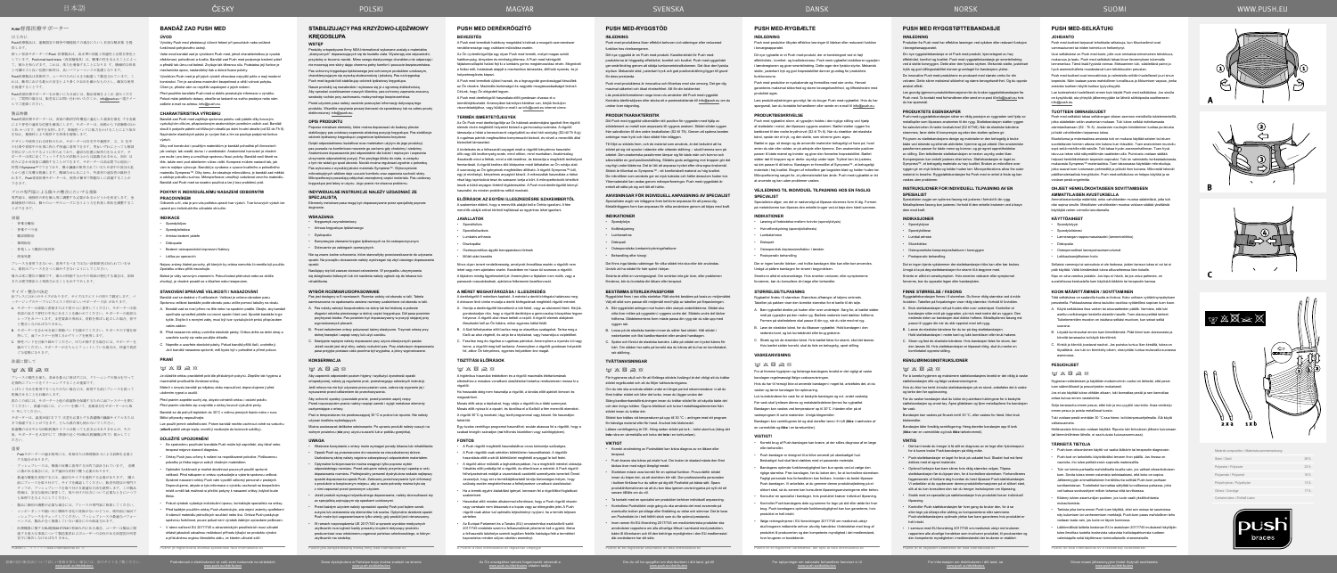# BANDÁŽ ZAP PUSH MED

# STABILIZUJĄCY PAS KRZYŻOWO-LĘDŹWIOWY KRĘGOSŁUPA

# PUSH MED DERÉKRÖGZÍTŐ

# PUSH MED-RYGGSTÖD

# PUSH MED-RYGBÆLTE

# PUSH MED RYGGSTØTTEBANDASJE

# PUSH MED-SELKÄTUKI